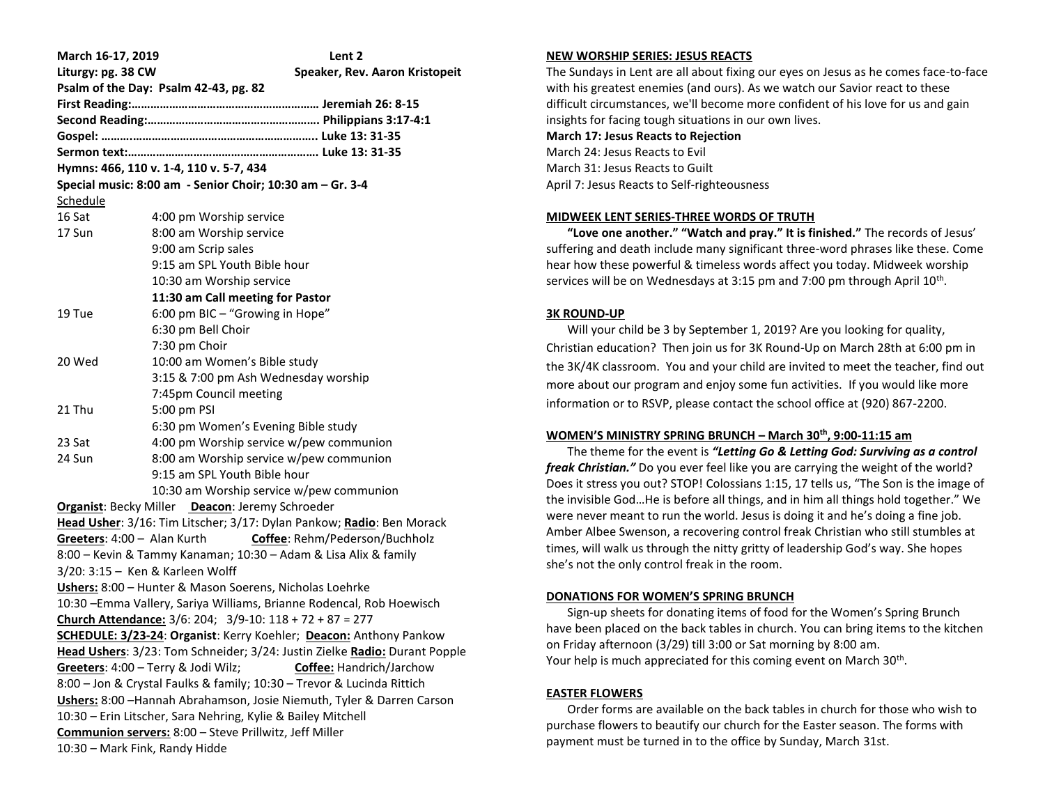**March 16-17, 2019** **Lent 2**

**Liturgy: pg. 38 CW** **Speaker, Rev. Aaron Kristopeit**

**Psalm of the Day: Psalm 42-43, pg. 82**

**First Reading:…………………………………………………… Jeremiah 26: 8-15**

**Second Reading:………………………………………………. Philippians 3:17-4:1**

**Gospel: …….…………………………………………………….. Luke 13: 31-35**

**Sermon text:…………………………………………………… Luke 13: 31-35**

**Hymns: 466, 110 v. 1-4, 110 v. 5-7, 434**

**Special music: 8:00 am - Senior Choir; 10:30 am – Gr. 3-4**

Schedule

| | |
|---|---|
| 16 Sat | 4:00 pm Worship service |
| 17 Sun | 8:00 am Worship service |
| | 9:00 am Scrip sales |
| | 9:15 am SPL Youth Bible hour |
| | 10:30 am Worship service |
| | **11:30 am Call meeting for Pastor** |
| 19 Tue | 6:00 pm BIC – "Growing in Hope" |
| | 6:30 pm Bell Choir |
| | 7:30 pm Choir |
| 20 Wed | 10:00 am Women's Bible study |
| | 3:15 & 7:00 pm Ash Wednesday worship |
| | 7:45pm Council meeting |
| 21 Thu | 5:00 pm PSI |
| | 6:30 pm Women's Evening Bible study |
| 23 Sat | 4:00 pm Worship service w/pew communion |
| 24 Sun | 8:00 am Worship service w/pew communion |
| | 9:15 am SPL Youth Bible hour |
| | 10:30 am Worship service w/pew communion |

**Organist**: Becky Miller **Deacon**: Jeremy Schroeder

**Head Usher**: 3/16: Tim Litscher; 3/17: Dylan Pankow; **Radio**: Ben Morack

**Greeters**: 4:00 – Alan Kurth **Coffee**: Rehm/Pederson/Buchholz

8:00 – Kevin & Tammy Kanaman; 10:30 – Adam & Lisa Alix & family

3/20: 3:15 – Ken & Karleen Wolff

**Ushers:** 8:00 – Hunter & Mason Soerens, Nicholas Loehrke

10:30 –Emma Vallery, Sariya Williams, Brianne Rodencal, Rob Hoewisch

**Church Attendance:** 3/6: 204; 3/9-10: 118 + 72 + 87 = 277

**SCHEDULE: 3/23-24**: **Organist**: Kerry Koehler; **Deacon:** Anthony Pankow

**Head Ushers**: 3/23: Tom Schneider; 3/24: Justin Zielke **Radio:** Durant Popple

**Greeters**: 4:00 – Terry & Jodi Wilz; **Coffee:** Handrich/Jarchow

8:00 – Jon & Crystal Faulks & family; 10:30 – Trevor & Lucinda Rittich

**Ushers:** 8:00 –Hannah Abrahamson, Josie Niemuth, Tyler & Darren Carson

10:30 – Erin Litscher, Sara Nehring, Kylie & Bailey Mitchell

**Communion servers:** 8:00 – Steve Prillwitz, Jeff Miller

10:30 – Mark Fink, Randy Hidde

## NEW WORSHIP SERIES: JESUS REACTS

The Sundays in Lent are all about fixing our eyes on Jesus as he comes face-to-face with his greatest enemies (and ours). As we watch our Savior react to these difficult circumstances, we'll become more confident of his love for us and gain insights for facing tough situations in our own lives.

**March 17: Jesus Reacts to Rejection**

March 24: Jesus Reacts to Evil

March 31: Jesus Reacts to Guilt

April 7: Jesus Reacts to Self-righteousness

## MIDWEEK LENT SERIES-THREE WORDS OF TRUTH

**"Love one another." "Watch and pray." It is finished."** The records of Jesus' suffering and death include many significant three-word phrases like these. Come hear how these powerful & timeless words affect you today. Midweek worship services will be on Wednesdays at 3:15 pm and 7:00 pm through April 10th.

## 3K ROUND-UP

Will your child be 3 by September 1, 2019? Are you looking for quality, Christian education? Then join us for 3K Round-Up on March 28th at 6:00 pm in the 3K/4K classroom. You and your child are invited to meet the teacher, find out more about our program and enjoy some fun activities. If you would like more information or to RSVP, please contact the school office at (920) 867-2200.

## WOMEN'S MINISTRY SPRING BRUNCH – March 30th, 9:00-11:15 am

The theme for the event is ***"Letting Go & Letting God: Surviving as a control freak Christian."*** Do you ever feel like you are carrying the weight of the world? Does it stress you out? STOP! Colossians 1:15, 17 tells us, "The Son is the image of the invisible God…He is before all things, and in him all things hold together." We were never meant to run the world. Jesus is doing it and he's doing a fine job. Amber Albee Swenson, a recovering control freak Christian who still stumbles at times, will walk us through the nitty gritty of leadership God's way. She hopes she's not the only control freak in the room.

## DONATIONS FOR WOMEN'S SPRING BRUNCH

Sign-up sheets for donating items of food for the Women's Spring Brunch have been placed on the back tables in church. You can bring items to the kitchen on Friday afternoon (3/29) till 3:00 or Sat morning by 8:00 am.
Your help is much appreciated for this coming event on March 30th.

## EASTER FLOWERS

Order forms are available on the back tables in church for those who wish to purchase flowers to beautify our church for the Easter season. The forms with payment must be turned in to the office by Sunday, March 31st.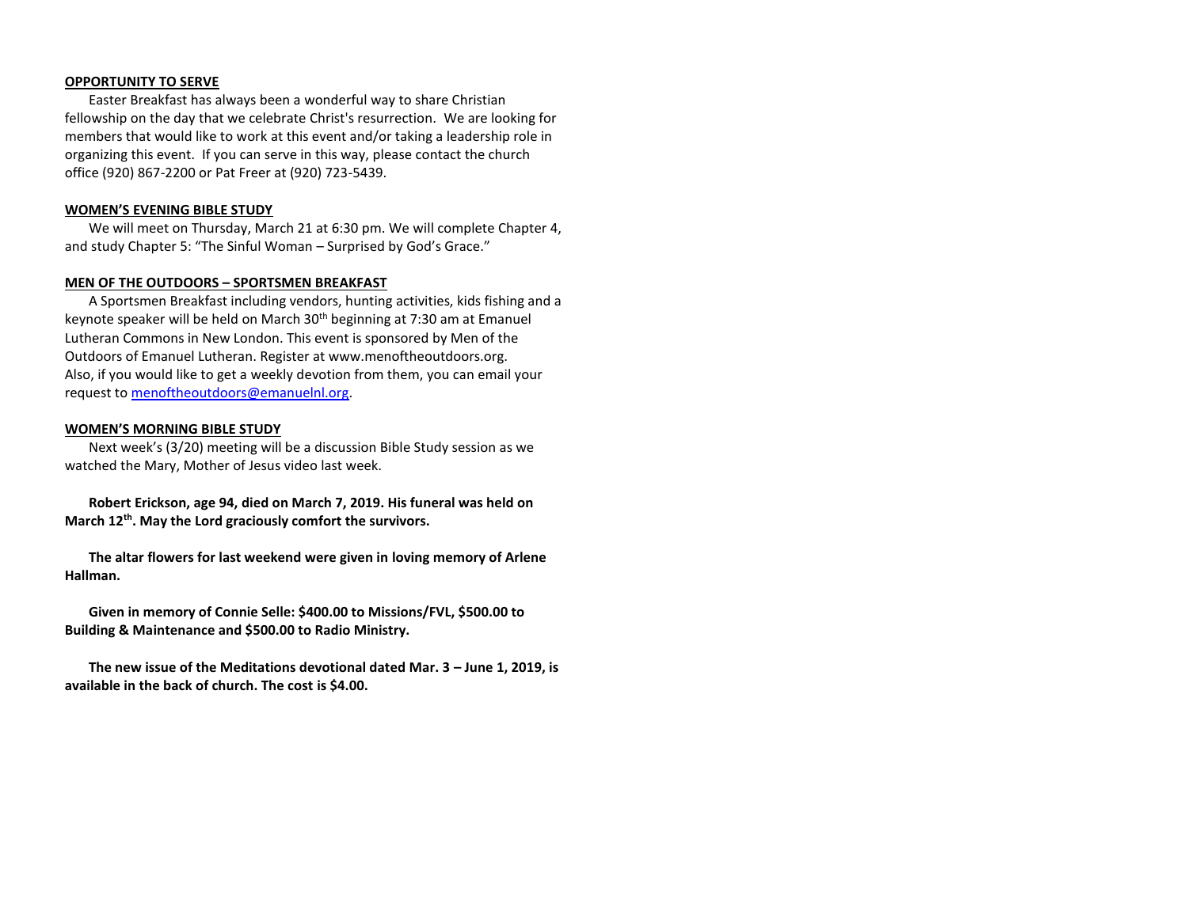**OPPORTUNITY TO SERVE**

Easter Breakfast has always been a wonderful way to share Christian fellowship on the day that we celebrate Christ's resurrection. We are looking for members that would like to work at this event and/or taking a leadership role in organizing this event. If you can serve in this way, please contact the church office (920) 867-2200 or Pat Freer at (920) 723-5439.

**WOMEN'S EVENING BIBLE STUDY**

We will meet on Thursday, March 21 at 6:30 pm. We will complete Chapter 4, and study Chapter 5: "The Sinful Woman – Surprised by God's Grace."

**MEN OF THE OUTDOORS – SPORTSMEN BREAKFAST**

A Sportsmen Breakfast including vendors, hunting activities, kids fishing and a keynote speaker will be held on March 30th beginning at 7:30 am at Emanuel Lutheran Commons in New London. This event is sponsored by Men of the Outdoors of Emanuel Lutheran. Register at www.menoftheoutdoors.org. Also, if you would like to get a weekly devotion from them, you can email your request to menoftheoutdoors@emanuelnl.org.

**WOMEN'S MORNING BIBLE STUDY**

Next week's (3/20) meeting will be a discussion Bible Study session as we watched the Mary, Mother of Jesus video last week.

**Robert Erickson, age 94, died on March 7, 2019. His funeral was held on March 12th. May the Lord graciously comfort the survivors.**

**The altar flowers for last weekend were given in loving memory of Arlene Hallman.**

**Given in memory of Connie Selle: $400.00 to Missions/FVL, $500.00 to Building & Maintenance and $500.00 to Radio Ministry.**

**The new issue of the Meditations devotional dated Mar. 3 – June 1, 2019, is available in the back of church. The cost is $4.00.**